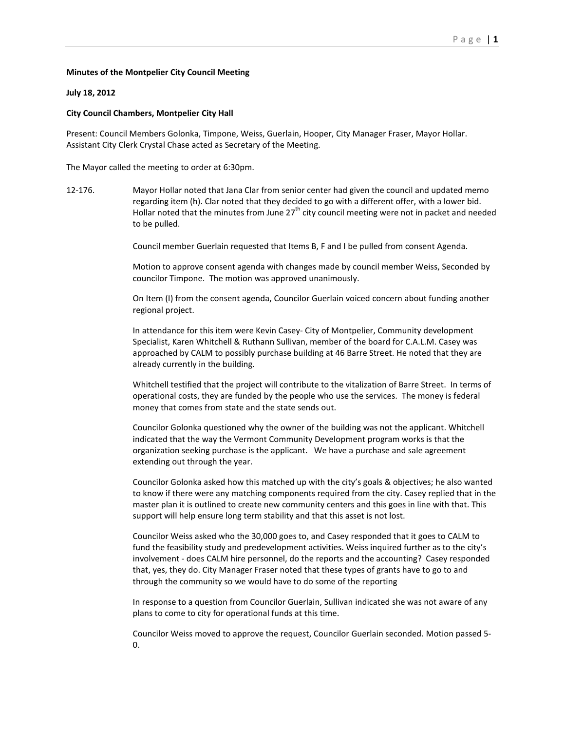**Minutes of the Montpelier City Council Meeting**

**July 18, 2012**

**City Council Chambers, Montpelier City Hall**

Present: Council Members Golonka, Timpone, Weiss, Guerlain, Hooper, City Manager Fraser, Mayor Hollar. Assistant City Clerk Crystal Chase acted as Secretary of the Meeting.

The Mayor called the meeting to order at 6:30pm.

12-176. Mayor Hollar noted that Jana Clar from senior center had given the council and updated memo regarding item (h). Clar noted that they decided to go with a different offer, with a lower bid. Hollar noted that the minutes from June 27th city council meeting were not in packet and needed to be pulled.

Council member Guerlain requested that Items B, F and I be pulled from consent Agenda.

Motion to approve consent agenda with changes made by council member Weiss, Seconded by councilor Timpone. The motion was approved unanimously.

On Item (I) from the consent agenda, Councilor Guerlain voiced concern about funding another regional project.

In attendance for this item were Kevin Casey- City of Montpelier, Community development Specialist, Karen Whitchell & Ruthann Sullivan, member of the board for C.A.L.M. Casey was approached by CALM to possibly purchase building at 46 Barre Street. He noted that they are already currently in the building.

Whitchell testified that the project will contribute to the vitalization of Barre Street. In terms of operational costs, they are funded by the people who use the services. The money is federal money that comes from state and the state sends out.

Councilor Golonka questioned why the owner of the building was not the applicant. Whitchell indicated that the way the Vermont Community Development program works is that the organization seeking purchase is the applicant. We have a purchase and sale agreement extending out through the year.

Councilor Golonka asked how this matched up with the city's goals & objectives; he also wanted to know if there were any matching components required from the city. Casey replied that in the master plan it is outlined to create new community centers and this goes in line with that. This support will help ensure long term stability and that this asset is not lost.

Councilor Weiss asked who the 30,000 goes to, and Casey responded that it goes to CALM to fund the feasibility study and predevelopment activities. Weiss inquired further as to the city's involvement - does CALM hire personnel, do the reports and the accounting? Casey responded that, yes, they do. City Manager Fraser noted that these types of grants have to go to and through the community so we would have to do some of the reporting

In response to a question from Councilor Guerlain, Sullivan indicated she was not aware of any plans to come to city for operational funds at this time.

Councilor Weiss moved to approve the request, Councilor Guerlain seconded. Motion passed 5-0.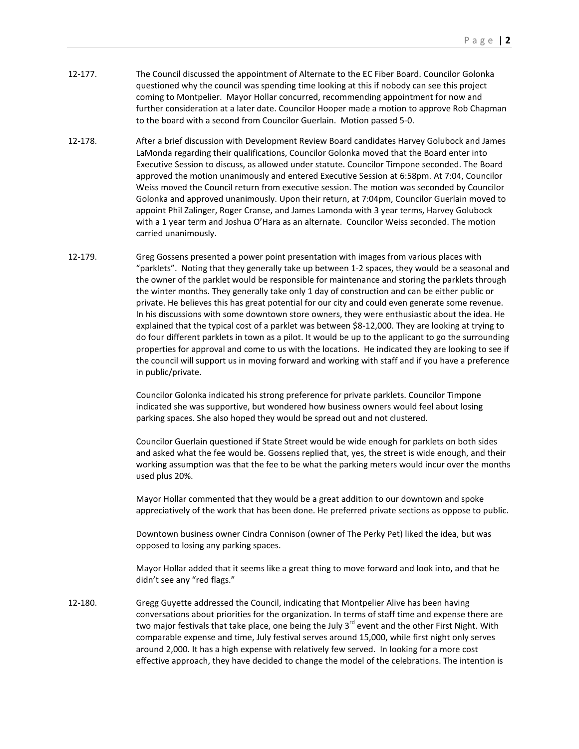12-177. The Council discussed the appointment of Alternate to the EC Fiber Board. Councilor Golonka questioned why the council was spending time looking at this if nobody can see this project coming to Montpelier. Mayor Hollar concurred, recommending appointment for now and further consideration at a later date. Councilor Hooper made a motion to approve Rob Chapman to the board with a second from Councilor Guerlain. Motion passed 5-0.

12-178. After a brief discussion with Development Review Board candidates Harvey Golubock and James LaMonda regarding their qualifications, Councilor Golonka moved that the Board enter into Executive Session to discuss, as allowed under statute. Councilor Timpone seconded. The Board approved the motion unanimously and entered Executive Session at 6:58pm. At 7:04, Councilor Weiss moved the Council return from executive session. The motion was seconded by Councilor Golonka and approved unanimously. Upon their return, at 7:04pm, Councilor Guerlain moved to appoint Phil Zalinger, Roger Cranse, and James Lamonda with 3 year terms, Harvey Golubock with a 1 year term and Joshua O'Hara as an alternate. Councilor Weiss seconded. The motion carried unanimously.

12-179. Greg Gossens presented a power point presentation with images from various places with "parklets". Noting that they generally take up between 1-2 spaces, they would be a seasonal and the owner of the parklet would be responsible for maintenance and storing the parklets through the winter months. They generally take only 1 day of construction and can be either public or private. He believes this has great potential for our city and could even generate some revenue. In his discussions with some downtown store owners, they were enthusiastic about the idea. He explained that the typical cost of a parklet was between $8-12,000. They are looking at trying to do four different parklets in town as a pilot. It would be up to the applicant to go the surrounding properties for approval and come to us with the locations. He indicated they are looking to see if the council will support us in moving forward and working with staff and if you have a preference in public/private.

Councilor Golonka indicated his strong preference for private parklets. Councilor Timpone indicated she was supportive, but wondered how business owners would feel about losing parking spaces. She also hoped they would be spread out and not clustered.

Councilor Guerlain questioned if State Street would be wide enough for parklets on both sides and asked what the fee would be. Gossens replied that, yes, the street is wide enough, and their working assumption was that the fee to be what the parking meters would incur over the months used plus 20%.

Mayor Hollar commented that they would be a great addition to our downtown and spoke appreciatively of the work that has been done. He preferred private sections as oppose to public.

Downtown business owner Cindra Connison (owner of The Perky Pet) liked the idea, but was opposed to losing any parking spaces.

Mayor Hollar added that it seems like a great thing to move forward and look into, and that he didn't see any "red flags."

12-180. Gregg Guyette addressed the Council, indicating that Montpelier Alive has been having conversations about priorities for the organization. In terms of staff time and expense there are two major festivals that take place, one being the July 3rd event and the other First Night. With comparable expense and time, July festival serves around 15,000, while first night only serves around 2,000. It has a high expense with relatively few served. In looking for a more cost effective approach, they have decided to change the model of the celebrations. The intention is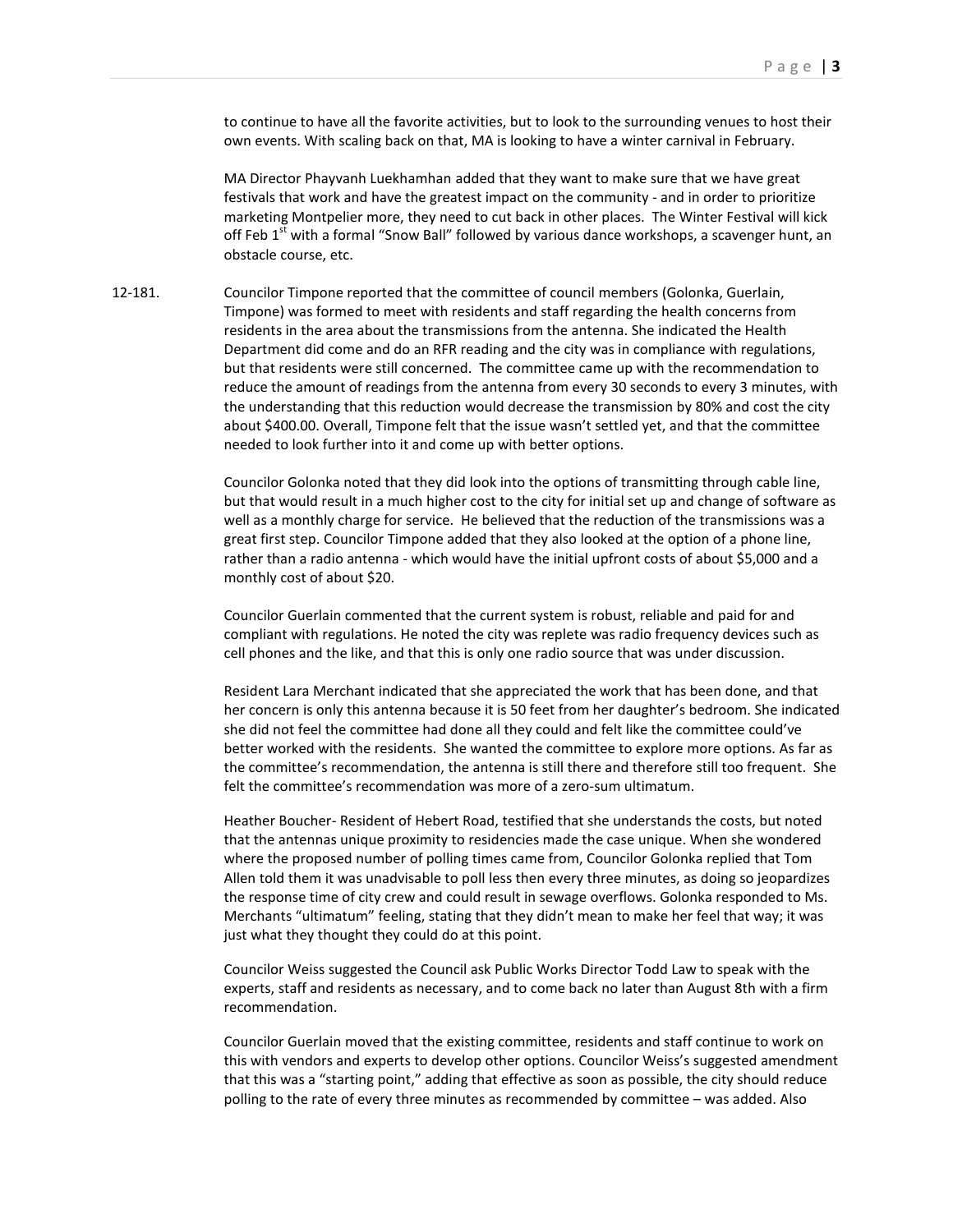to continue to have all the favorite activities, but to look to the surrounding venues to host their own events. With scaling back on that, MA is looking to have a winter carnival in February.

MA Director Phayvanh Luekhamhan added that they want to make sure that we have great festivals that work and have the greatest impact on the community - and in order to prioritize marketing Montpelier more, they need to cut back in other places. The Winter Festival will kick off Feb 1st with a formal "Snow Ball" followed by various dance workshops, a scavenger hunt, an obstacle course, etc.

12-181. Councilor Timpone reported that the committee of council members (Golonka, Guerlain, Timpone) was formed to meet with residents and staff regarding the health concerns from residents in the area about the transmissions from the antenna. She indicated the Health Department did come and do an RFR reading and the city was in compliance with regulations, but that residents were still concerned. The committee came up with the recommendation to reduce the amount of readings from the antenna from every 30 seconds to every 3 minutes, with the understanding that this reduction would decrease the transmission by 80% and cost the city about $400.00. Overall, Timpone felt that the issue wasn't settled yet, and that the committee needed to look further into it and come up with better options.

Councilor Golonka noted that they did look into the options of transmitting through cable line, but that would result in a much higher cost to the city for initial set up and change of software as well as a monthly charge for service. He believed that the reduction of the transmissions was a great first step. Councilor Timpone added that they also looked at the option of a phone line, rather than a radio antenna - which would have the initial upfront costs of about $5,000 and a monthly cost of about $20.

Councilor Guerlain commented that the current system is robust, reliable and paid for and compliant with regulations. He noted the city was replete was radio frequency devices such as cell phones and the like, and that this is only one radio source that was under discussion.

Resident Lara Merchant indicated that she appreciated the work that has been done, and that her concern is only this antenna because it is 50 feet from her daughter's bedroom. She indicated she did not feel the committee had done all they could and felt like the committee could've better worked with the residents. She wanted the committee to explore more options. As far as the committee's recommendation, the antenna is still there and therefore still too frequent. She felt the committee's recommendation was more of a zero-sum ultimatum.

Heather Boucher- Resident of Hebert Road, testified that she understands the costs, but noted that the antennas unique proximity to residencies made the case unique. When she wondered where the proposed number of polling times came from, Councilor Golonka replied that Tom Allen told them it was unadvisable to poll less then every three minutes, as doing so jeopardizes the response time of city crew and could result in sewage overflows. Golonka responded to Ms. Merchants "ultimatum" feeling, stating that they didn't mean to make her feel that way; it was just what they thought they could do at this point.

Councilor Weiss suggested the Council ask Public Works Director Todd Law to speak with the experts, staff and residents as necessary, and to come back no later than August 8th with a firm recommendation.

Councilor Guerlain moved that the existing committee, residents and staff continue to work on this with vendors and experts to develop other options. Councilor Weiss's suggested amendment that this was a "starting point," adding that effective as soon as possible, the city should reduce polling to the rate of every three minutes as recommended by committee – was added. Also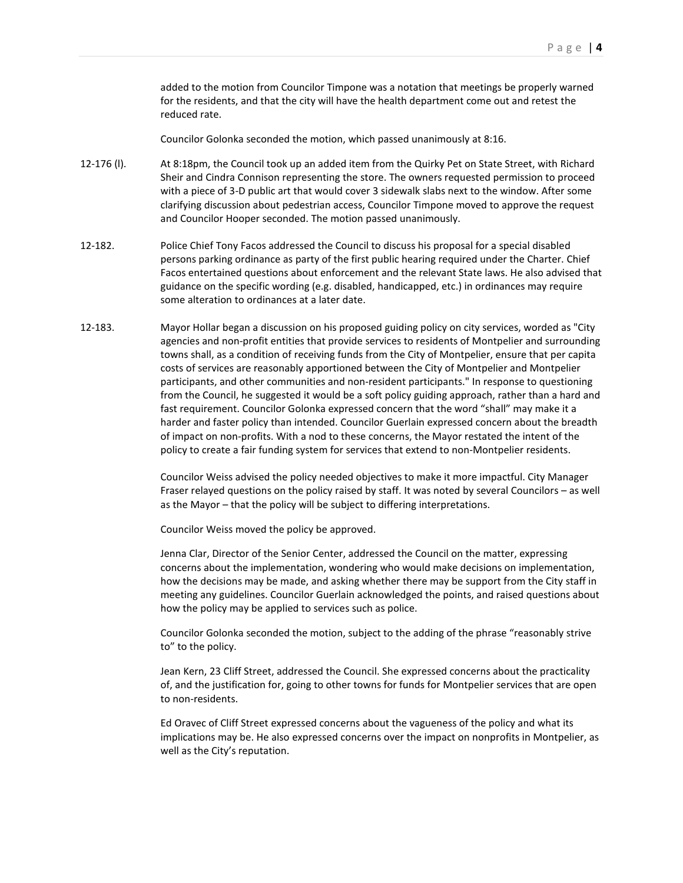added to the motion from Councilor Timpone was a notation that meetings be properly warned for the residents, and that the city will have the health department come out and retest the reduced rate.

Councilor Golonka seconded the motion, which passed unanimously at 8:16.

12-176 (l). At 8:18pm, the Council took up an added item from the Quirky Pet on State Street, with Richard Sheir and Cindra Connison representing the store. The owners requested permission to proceed with a piece of 3-D public art that would cover 3 sidewalk slabs next to the window. After some clarifying discussion about pedestrian access, Councilor Timpone moved to approve the request and Councilor Hooper seconded. The motion passed unanimously.

12-182. Police Chief Tony Facos addressed the Council to discuss his proposal for a special disabled persons parking ordinance as party of the first public hearing required under the Charter. Chief Facos entertained questions about enforcement and the relevant State laws. He also advised that guidance on the specific wording (e.g. disabled, handicapped, etc.) in ordinances may require some alteration to ordinances at a later date.

12-183. Mayor Hollar began a discussion on his proposed guiding policy on city services, worded as "City agencies and non-profit entities that provide services to residents of Montpelier and surrounding towns shall, as a condition of receiving funds from the City of Montpelier, ensure that per capita costs of services are reasonably apportioned between the City of Montpelier and Montpelier participants, and other communities and non-resident participants." In response to questioning from the Council, he suggested it would be a soft policy guiding approach, rather than a hard and fast requirement. Councilor Golonka expressed concern that the word "shall" may make it a harder and faster policy than intended. Councilor Guerlain expressed concern about the breadth of impact on non-profits. With a nod to these concerns, the Mayor restated the intent of the policy to create a fair funding system for services that extend to non-Montpelier residents.

Councilor Weiss advised the policy needed objectives to make it more impactful. City Manager Fraser relayed questions on the policy raised by staff. It was noted by several Councilors – as well as the Mayor – that the policy will be subject to differing interpretations.

Councilor Weiss moved the policy be approved.

Jenna Clar, Director of the Senior Center, addressed the Council on the matter, expressing concerns about the implementation, wondering who would make decisions on implementation, how the decisions may be made, and asking whether there may be support from the City staff in meeting any guidelines. Councilor Guerlain acknowledged the points, and raised questions about how the policy may be applied to services such as police.

Councilor Golonka seconded the motion, subject to the adding of the phrase "reasonably strive to" to the policy.

Jean Kern, 23 Cliff Street, addressed the Council. She expressed concerns about the practicality of, and the justification for, going to other towns for funds for Montpelier services that are open to non-residents.

Ed Oravec of Cliff Street expressed concerns about the vagueness of the policy and what its implications may be. He also expressed concerns over the impact on nonprofits in Montpelier, as well as the City's reputation.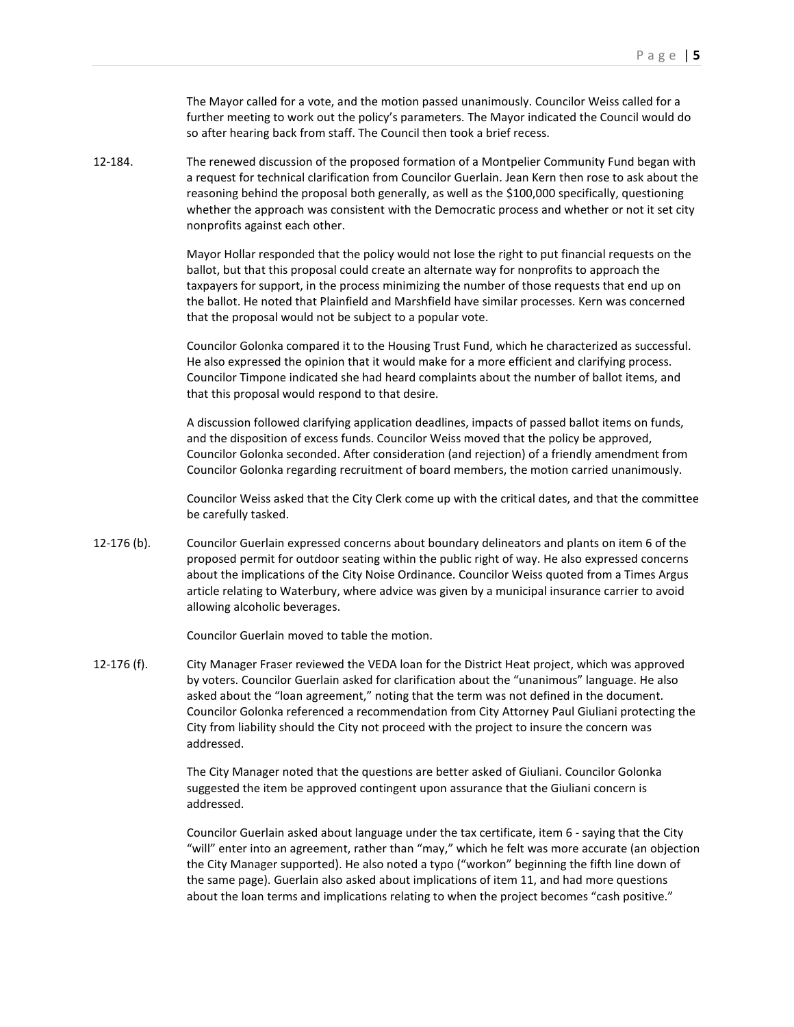The Mayor called for a vote, and the motion passed unanimously. Councilor Weiss called for a further meeting to work out the policy's parameters. The Mayor indicated the Council would do so after hearing back from staff. The Council then took a brief recess.

12-184. The renewed discussion of the proposed formation of a Montpelier Community Fund began with a request for technical clarification from Councilor Guerlain. Jean Kern then rose to ask about the reasoning behind the proposal both generally, as well as the $100,000 specifically, questioning whether the approach was consistent with the Democratic process and whether or not it set city nonprofits against each other.

Mayor Hollar responded that the policy would not lose the right to put financial requests on the ballot, but that this proposal could create an alternate way for nonprofits to approach the taxpayers for support, in the process minimizing the number of those requests that end up on the ballot. He noted that Plainfield and Marshfield have similar processes. Kern was concerned that the proposal would not be subject to a popular vote.

Councilor Golonka compared it to the Housing Trust Fund, which he characterized as successful. He also expressed the opinion that it would make for a more efficient and clarifying process. Councilor Timpone indicated she had heard complaints about the number of ballot items, and that this proposal would respond to that desire.

A discussion followed clarifying application deadlines, impacts of passed ballot items on funds, and the disposition of excess funds. Councilor Weiss moved that the policy be approved, Councilor Golonka seconded. After consideration (and rejection) of a friendly amendment from Councilor Golonka regarding recruitment of board members, the motion carried unanimously.

Councilor Weiss asked that the City Clerk come up with the critical dates, and that the committee be carefully tasked.

12-176 (b). Councilor Guerlain expressed concerns about boundary delineators and plants on item 6 of the proposed permit for outdoor seating within the public right of way. He also expressed concerns about the implications of the City Noise Ordinance. Councilor Weiss quoted from a Times Argus article relating to Waterbury, where advice was given by a municipal insurance carrier to avoid allowing alcoholic beverages.

Councilor Guerlain moved to table the motion.

12-176 (f). City Manager Fraser reviewed the VEDA loan for the District Heat project, which was approved by voters. Councilor Guerlain asked for clarification about the "unanimous" language. He also asked about the "loan agreement," noting that the term was not defined in the document. Councilor Golonka referenced a recommendation from City Attorney Paul Giuliani protecting the City from liability should the City not proceed with the project to insure the concern was addressed.

The City Manager noted that the questions are better asked of Giuliani. Councilor Golonka suggested the item be approved contingent upon assurance that the Giuliani concern is addressed.

Councilor Guerlain asked about language under the tax certificate, item 6 - saying that the City "will" enter into an agreement, rather than "may," which he felt was more accurate (an objection the City Manager supported). He also noted a typo ("workon" beginning the fifth line down of the same page). Guerlain also asked about implications of item 11, and had more questions about the loan terms and implications relating to when the project becomes "cash positive."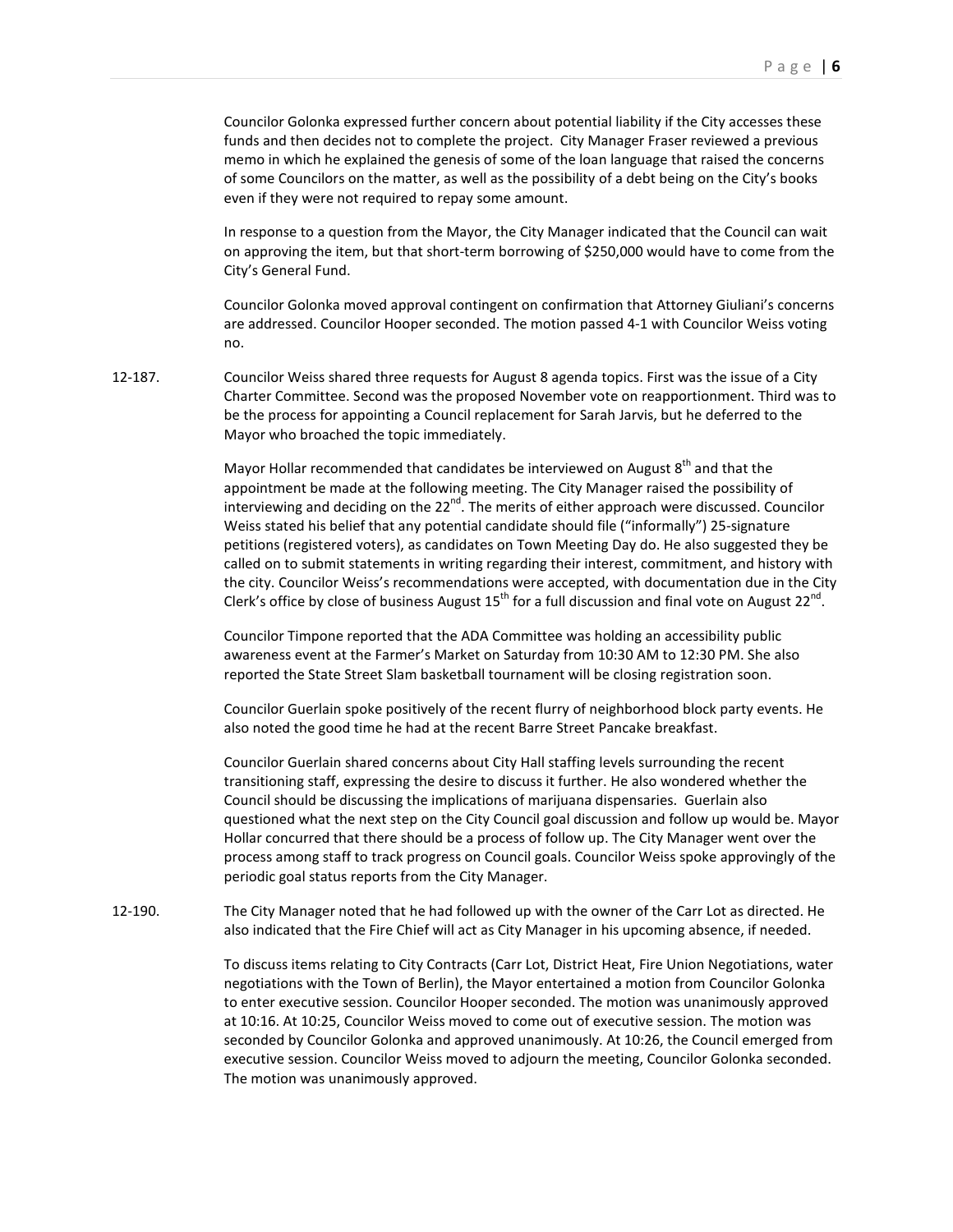Councilor Golonka expressed further concern about potential liability if the City accesses these funds and then decides not to complete the project. City Manager Fraser reviewed a previous memo in which he explained the genesis of some of the loan language that raised the concerns of some Councilors on the matter, as well as the possibility of a debt being on the City's books even if they were not required to repay some amount.

In response to a question from the Mayor, the City Manager indicated that the Council can wait on approving the item, but that short-term borrowing of $250,000 would have to come from the City's General Fund.

Councilor Golonka moved approval contingent on confirmation that Attorney Giuliani's concerns are addressed. Councilor Hooper seconded. The motion passed 4-1 with Councilor Weiss voting no.

12-187. Councilor Weiss shared three requests for August 8 agenda topics. First was the issue of a City Charter Committee. Second was the proposed November vote on reapportionment. Third was to be the process for appointing a Council replacement for Sarah Jarvis, but he deferred to the Mayor who broached the topic immediately.

Mayor Hollar recommended that candidates be interviewed on August 8th and that the appointment be made at the following meeting. The City Manager raised the possibility of interviewing and deciding on the 22nd. The merits of either approach were discussed. Councilor Weiss stated his belief that any potential candidate should file ("informally") 25-signature petitions (registered voters), as candidates on Town Meeting Day do. He also suggested they be called on to submit statements in writing regarding their interest, commitment, and history with the city. Councilor Weiss's recommendations were accepted, with documentation due in the City Clerk's office by close of business August 15th for a full discussion and final vote on August 22nd.

Councilor Timpone reported that the ADA Committee was holding an accessibility public awareness event at the Farmer's Market on Saturday from 10:30 AM to 12:30 PM. She also reported the State Street Slam basketball tournament will be closing registration soon.

Councilor Guerlain spoke positively of the recent flurry of neighborhood block party events. He also noted the good time he had at the recent Barre Street Pancake breakfast.

Councilor Guerlain shared concerns about City Hall staffing levels surrounding the recent transitioning staff, expressing the desire to discuss it further. He also wondered whether the Council should be discussing the implications of marijuana dispensaries. Guerlain also questioned what the next step on the City Council goal discussion and follow up would be. Mayor Hollar concurred that there should be a process of follow up. The City Manager went over the process among staff to track progress on Council goals. Councilor Weiss spoke approvingly of the periodic goal status reports from the City Manager.

12-190. The City Manager noted that he had followed up with the owner of the Carr Lot as directed. He also indicated that the Fire Chief will act as City Manager in his upcoming absence, if needed.

To discuss items relating to City Contracts (Carr Lot, District Heat, Fire Union Negotiations, water negotiations with the Town of Berlin), the Mayor entertained a motion from Councilor Golonka to enter executive session. Councilor Hooper seconded. The motion was unanimously approved at 10:16. At 10:25, Councilor Weiss moved to come out of executive session. The motion was seconded by Councilor Golonka and approved unanimously. At 10:26, the Council emerged from executive session. Councilor Weiss moved to adjourn the meeting, Councilor Golonka seconded. The motion was unanimously approved.